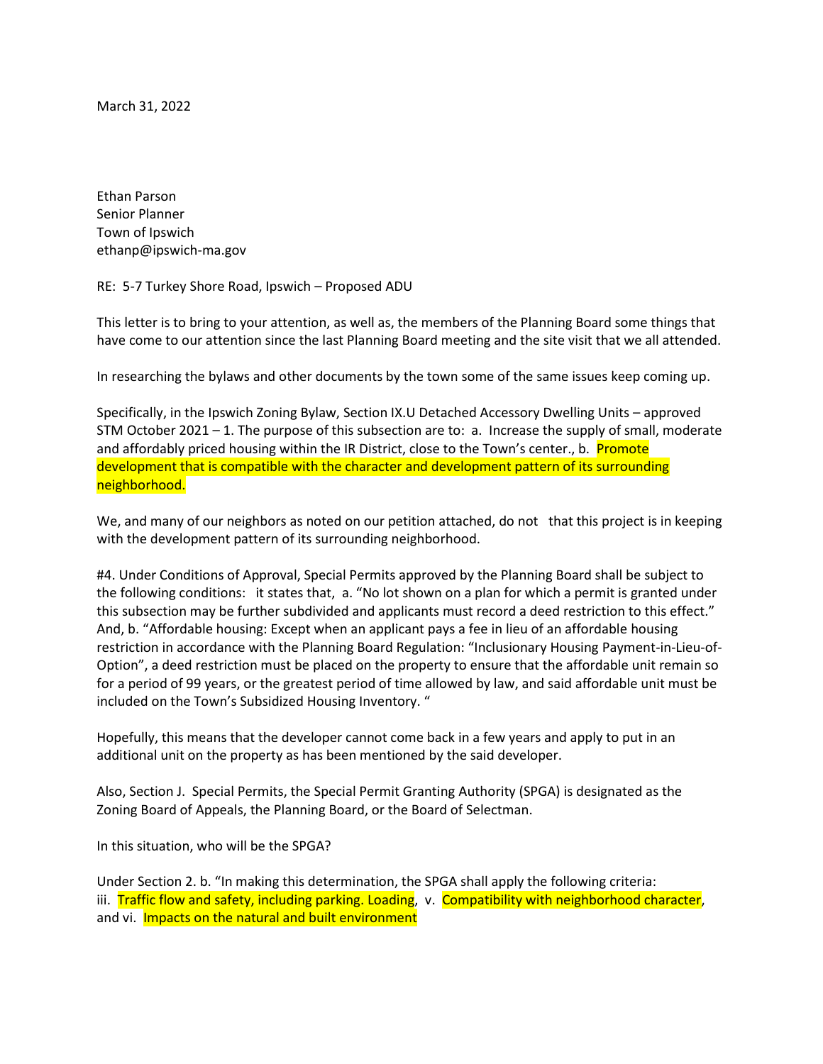March 31, 2022

Ethan Parson
Senior Planner
Town of Ipswich
ethanp@ipswich-ma.gov

RE: 5-7 Turkey Shore Road, Ipswich – Proposed ADU

This letter is to bring to your attention, as well as, the members of the Planning Board some things that have come to our attention since the last Planning Board meeting and the site visit that we all attended.

In researching the bylaws and other documents by the town some of the same issues keep coming up.

Specifically, in the Ipswich Zoning Bylaw, Section IX.U Detached Accessory Dwelling Units – approved STM October 2021 – 1. The purpose of this subsection are to: a. Increase the supply of small, moderate and affordably priced housing within the IR District, close to the Town's center., b. Promote development that is compatible with the character and development pattern of its surrounding neighborhood.

We, and many of our neighbors as noted on our petition attached, do not that this project is in keeping with the development pattern of its surrounding neighborhood.

#4. Under Conditions of Approval, Special Permits approved by the Planning Board shall be subject to the following conditions: it states that, a. "No lot shown on a plan for which a permit is granted under this subsection may be further subdivided and applicants must record a deed restriction to this effect." And, b. "Affordable housing: Except when an applicant pays a fee in lieu of an affordable housing restriction in accordance with the Planning Board Regulation: "Inclusionary Housing Payment-in-Lieu-of-Option", a deed restriction must be placed on the property to ensure that the affordable unit remain so for a period of 99 years, or the greatest period of time allowed by law, and said affordable unit must be included on the Town's Subsidized Housing Inventory. "

Hopefully, this means that the developer cannot come back in a few years and apply to put in an additional unit on the property as has been mentioned by the said developer.

Also, Section J. Special Permits, the Special Permit Granting Authority (SPGA) is designated as the Zoning Board of Appeals, the Planning Board, or the Board of Selectman.

In this situation, who will be the SPGA?

Under Section 2. b. "In making this determination, the SPGA shall apply the following criteria: iii. Traffic flow and safety, including parking. Loading, v. Compatibility with neighborhood character, and vi. Impacts on the natural and built environment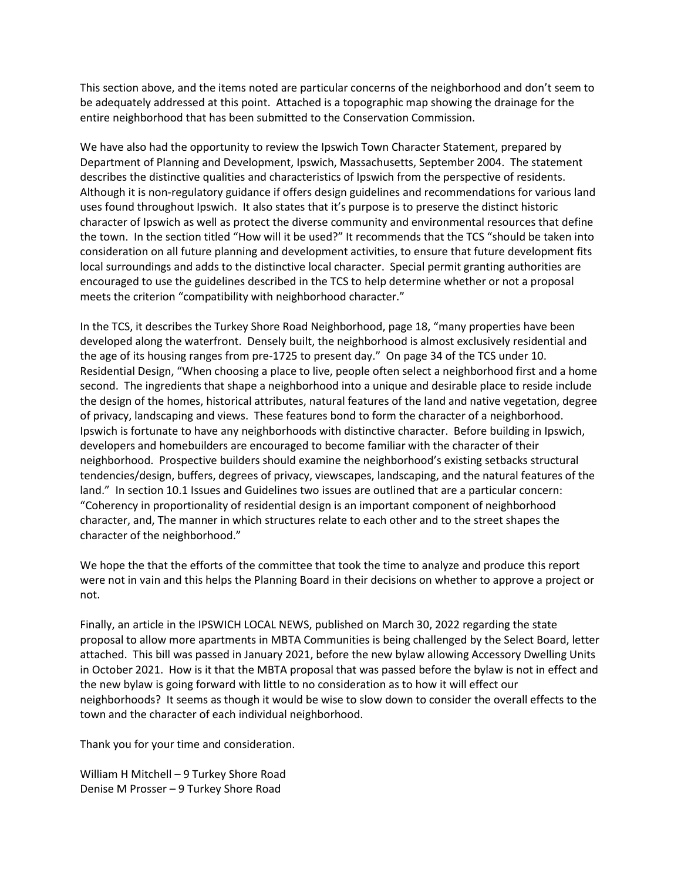This section above, and the items noted are particular concerns of the neighborhood and don't seem to be adequately addressed at this point. Attached is a topographic map showing the drainage for the entire neighborhood that has been submitted to the Conservation Commission.

We have also had the opportunity to review the Ipswich Town Character Statement, prepared by Department of Planning and Development, Ipswich, Massachusetts, September 2004. The statement describes the distinctive qualities and characteristics of Ipswich from the perspective of residents. Although it is non-regulatory guidance if offers design guidelines and recommendations for various land uses found throughout Ipswich. It also states that it's purpose is to preserve the distinct historic character of Ipswich as well as protect the diverse community and environmental resources that define the town. In the section titled "How will it be used?" It recommends that the TCS "should be taken into consideration on all future planning and development activities, to ensure that future development fits local surroundings and adds to the distinctive local character. Special permit granting authorities are encouraged to use the guidelines described in the TCS to help determine whether or not a proposal meets the criterion "compatibility with neighborhood character."

In the TCS, it describes the Turkey Shore Road Neighborhood, page 18, "many properties have been developed along the waterfront. Densely built, the neighborhood is almost exclusively residential and the age of its housing ranges from pre-1725 to present day." On page 34 of the TCS under 10. Residential Design, "When choosing a place to live, people often select a neighborhood first and a home second. The ingredients that shape a neighborhood into a unique and desirable place to reside include the design of the homes, historical attributes, natural features of the land and native vegetation, degree of privacy, landscaping and views. These features bond to form the character of a neighborhood. Ipswich is fortunate to have any neighborhoods with distinctive character. Before building in Ipswich, developers and homebuilders are encouraged to become familiar with the character of their neighborhood. Prospective builders should examine the neighborhood's existing setbacks structural tendencies/design, buffers, degrees of privacy, viewscapes, landscaping, and the natural features of the land." In section 10.1 Issues and Guidelines two issues are outlined that are a particular concern: "Coherency in proportionality of residential design is an important component of neighborhood character, and, The manner in which structures relate to each other and to the street shapes the character of the neighborhood."

We hope the that the efforts of the committee that took the time to analyze and produce this report were not in vain and this helps the Planning Board in their decisions on whether to approve a project or not.

Finally, an article in the IPSWICH LOCAL NEWS, published on March 30, 2022 regarding the state proposal to allow more apartments in MBTA Communities is being challenged by the Select Board, letter attached. This bill was passed in January 2021, before the new bylaw allowing Accessory Dwelling Units in October 2021. How is it that the MBTA proposal that was passed before the bylaw is not in effect and the new bylaw is going forward with little to no consideration as to how it will effect our neighborhoods? It seems as though it would be wise to slow down to consider the overall effects to the town and the character of each individual neighborhood.

Thank you for your time and consideration.

William H Mitchell – 9 Turkey Shore Road
Denise M Prosser – 9 Turkey Shore Road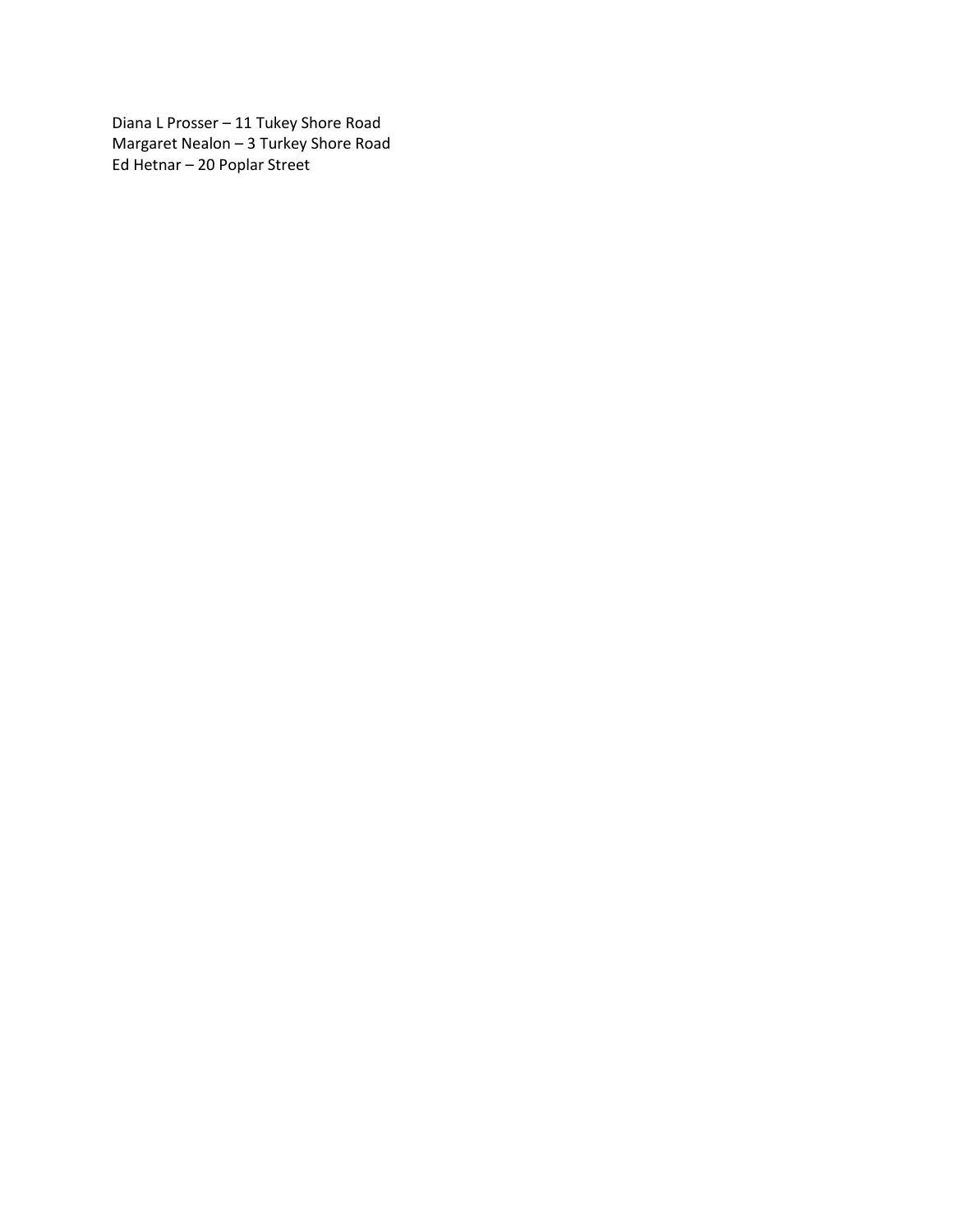Diana L Prosser – 11 Tukey Shore Road
Margaret Nealon – 3 Turkey Shore Road
Ed Hetnar – 20 Poplar Street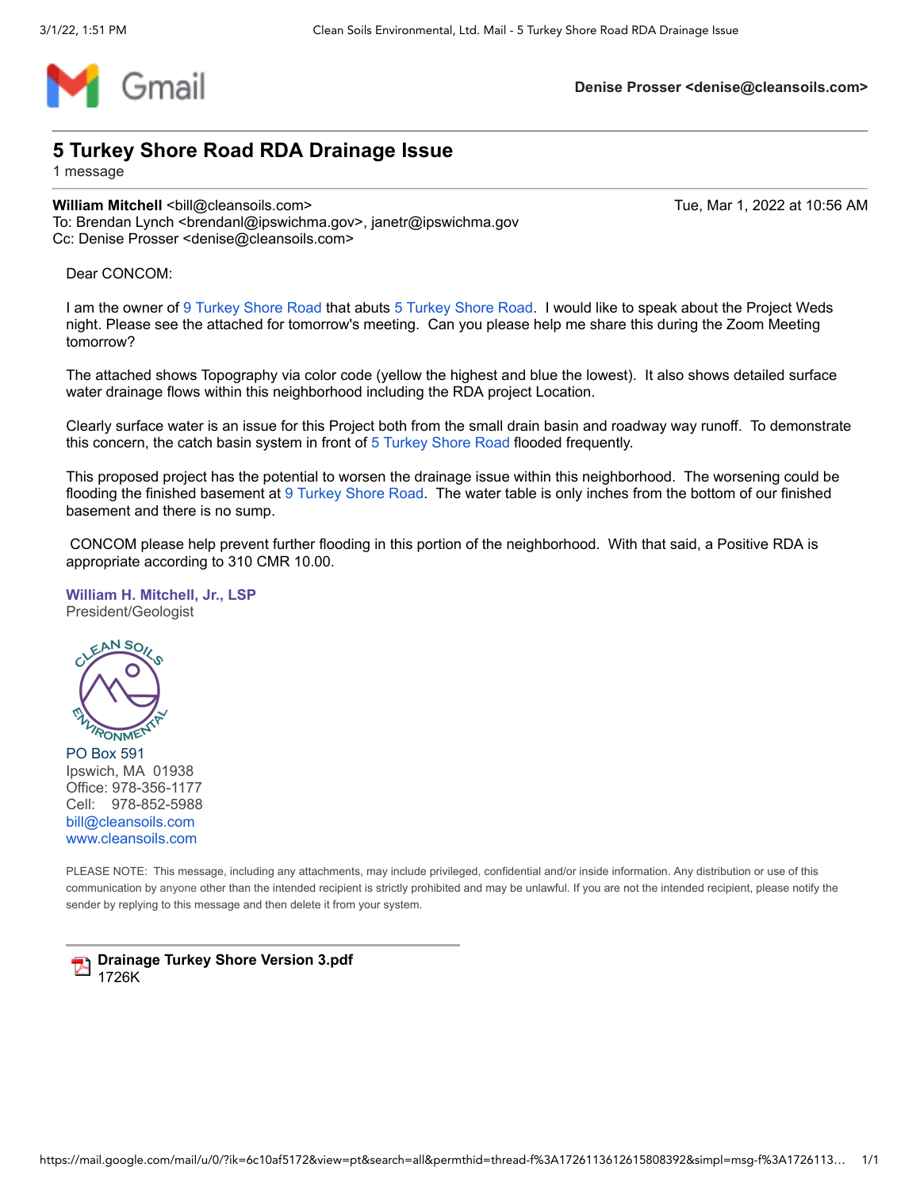Denise Prosser <denise@cleansoils.com>

# 5 Turkey Shore Road RDA Drainage Issue

1 message

**William Mitchell** <bill@cleansoils.com>  
To: Brendan Lynch <brendanl@ipswichma.gov>, janetr@ipswichma.gov  
Cc: Denise Prosser <denise@cleansoils.com>

Tue, Mar 1, 2022 at 10:56 AM

Dear CONCOM:

I am the owner of 9 Turkey Shore Road that abuts 5 Turkey Shore Road. I would like to speak about the Project Weds night. Please see the attached for tomorrow's meeting. Can you please help me share this during the Zoom Meeting tomorrow?

The attached shows Topography via color code (yellow the highest and blue the lowest). It also shows detailed surface water drainage flows within this neighborhood including the RDA project Location.

Clearly surface water is an issue for this Project both from the small drain basin and roadway way runoff. To demonstrate this concern, the catch basin system in front of 5 Turkey Shore Road flooded frequently.

This proposed project has the potential to worsen the drainage issue within this neighborhood. The worsening could be flooding the finished basement at 9 Turkey Shore Road. The water table is only inches from the bottom of our finished basement and there is no sump.

CONCOM please help prevent further flooding in this portion of the neighborhood. With that said, a Positive RDA is appropriate according to 310 CMR 10.00.

**William H. Mitchell, Jr., LSP**  
President/Geologist

CLEAN SOILS ENVIRONMENTAL

PO Box 591  
Ipswich, MA 01938  
Office: 978-356-1177  
Cell: 978-852-5988  
bill@cleansoils.com  
www.cleansoils.com

PLEASE NOTE: This message, including any attachments, may include privileged, confidential and/or inside information. Any distribution or use of this communication by anyone other than the intended recipient is strictly prohibited and may be unlawful. If you are not the intended recipient, please notify the sender by replying to this message and then delete it from your system.

**Drainage Turkey Shore Version 3.pdf**  
1726K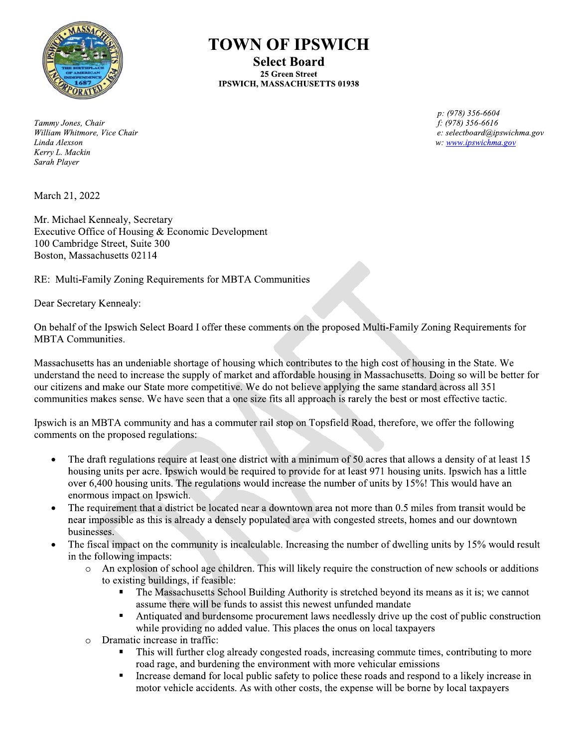# TOWN OF IPSWICH

## Select Board

**25 Green Street**
**IPSWICH, MASSACHUSETTS 01938**

*Tammy Jones, Chair*
*William Whitmore, Vice Chair*
*Linda Alexson*
*Kerry L. Mackin*
*Sarah Player*

*p: (978) 356-6604*
*f: (978) 356-6616*
*e: selectboard@ipswichma.gov*
*w: www.ipswichma.gov*

March 21, 2022

Mr. Michael Kennealy, Secretary
Executive Office of Housing & Economic Development
100 Cambridge Street, Suite 300
Boston, Massachusetts 02114

RE: Multi-Family Zoning Requirements for MBTA Communities

Dear Secretary Kennealy:

On behalf of the Ipswich Select Board I offer these comments on the proposed Multi-Family Zoning Requirements for MBTA Communities.

Massachusetts has an undeniable shortage of housing which contributes to the high cost of housing in the State. We understand the need to increase the supply of market and affordable housing in Massachusetts. Doing so will be better for our citizens and make our State more competitive. We do not believe applying the same standard across all 351 communities makes sense. We have seen that a one size fits all approach is rarely the best or most effective tactic.

Ipswich is an MBTA community and has a commuter rail stop on Topsfield Road, therefore, we offer the following comments on the proposed regulations:

- The draft regulations require at least one district with a minimum of 50 acres that allows a density of at least 15 housing units per acre. Ipswich would be required to provide for at least 971 housing units. Ipswich has a little over 6,400 housing units. The regulations would increase the number of units by 15%! This would have an enormous impact on Ipswich.
- The requirement that a district be located near a downtown area not more than 0.5 miles from transit would be near impossible as this is already a densely populated area with congested streets, homes and our downtown businesses.
- The fiscal impact on the community is incalculable. Increasing the number of dwelling units by 15% would result in the following impacts:
  - An explosion of school age children. This will likely require the construction of new schools or additions to existing buildings, if feasible:
    - The Massachusetts School Building Authority is stretched beyond its means as it is; we cannot assume there will be funds to assist this newest unfunded mandate
    - Antiquated and burdensome procurement laws needlessly drive up the cost of public construction while providing no added value. This places the onus on local taxpayers
  - Dramatic increase in traffic:
    - This will further clog already congested roads, increasing commute times, contributing to more road rage, and burdening the environment with more vehicular emissions
    - Increase demand for local public safety to police these roads and respond to a likely increase in motor vehicle accidents. As with other costs, the expense will be borne by local taxpayers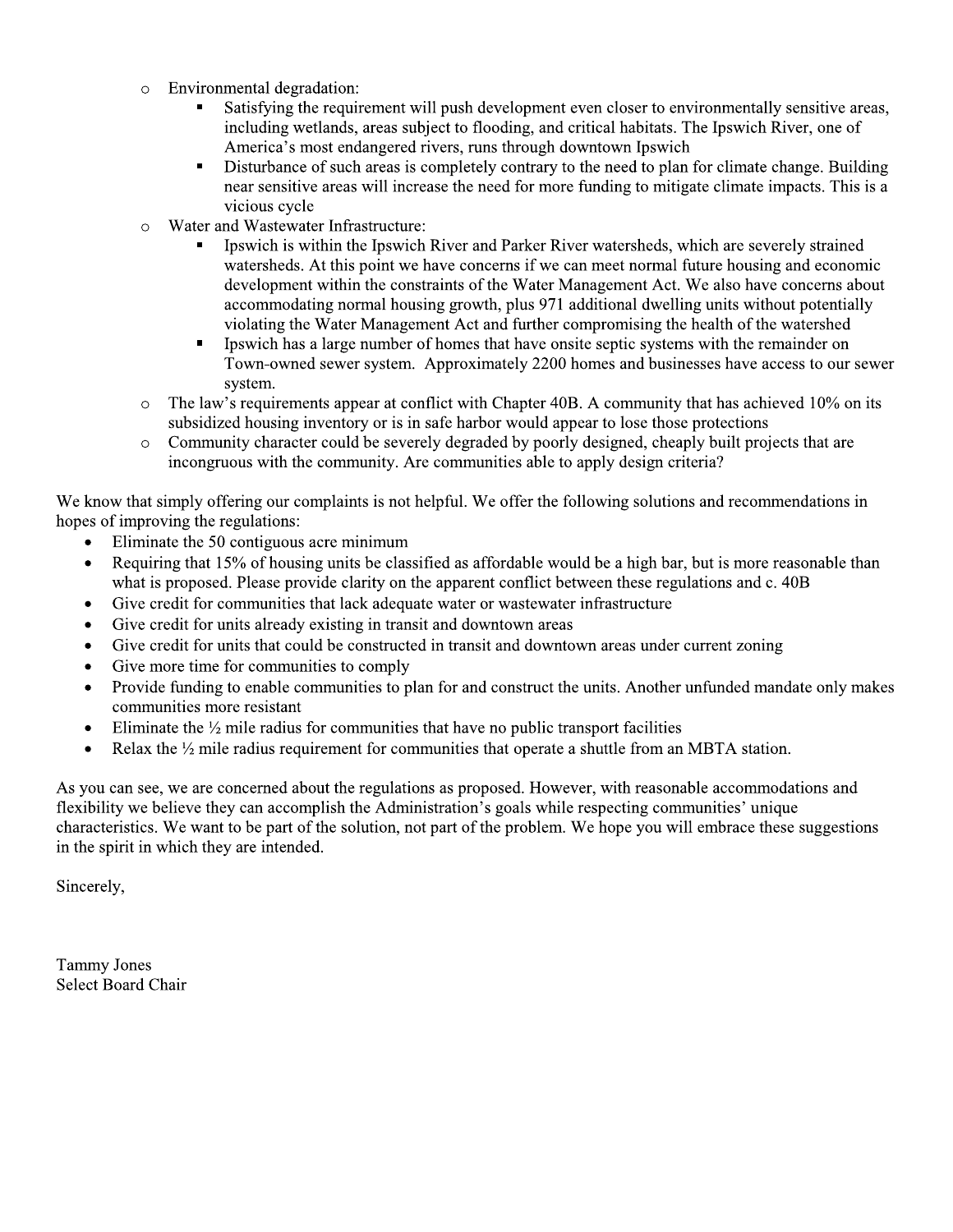- Environmental degradation:
  - Satisfying the requirement will push development even closer to environmentally sensitive areas, including wetlands, areas subject to flooding, and critical habitats. The Ipswich River, one of America's most endangered rivers, runs through downtown Ipswich
  - Disturbance of such areas is completely contrary to the need to plan for climate change. Building near sensitive areas will increase the need for more funding to mitigate climate impacts. This is a vicious cycle
- Water and Wastewater Infrastructure:
  - Ipswich is within the Ipswich River and Parker River watersheds, which are severely strained watersheds. At this point we have concerns if we can meet normal future housing and economic development within the constraints of the Water Management Act. We also have concerns about accommodating normal housing growth, plus 971 additional dwelling units without potentially violating the Water Management Act and further compromising the health of the watershed
  - Ipswich has a large number of homes that have onsite septic systems with the remainder on Town-owned sewer system. Approximately 2200 homes and businesses have access to our sewer system.
- The law's requirements appear at conflict with Chapter 40B. A community that has achieved 10% on its subsidized housing inventory or is in safe harbor would appear to lose those protections
- Community character could be severely degraded by poorly designed, cheaply built projects that are incongruous with the community. Are communities able to apply design criteria?

We know that simply offering our complaints is not helpful. We offer the following solutions and recommendations in hopes of improving the regulations:

- Eliminate the 50 contiguous acre minimum
- Requiring that 15% of housing units be classified as affordable would be a high bar, but is more reasonable than what is proposed. Please provide clarity on the apparent conflict between these regulations and c. 40B
- Give credit for communities that lack adequate water or wastewater infrastructure
- Give credit for units already existing in transit and downtown areas
- Give credit for units that could be constructed in transit and downtown areas under current zoning
- Give more time for communities to comply
- Provide funding to enable communities to plan for and construct the units. Another unfunded mandate only makes communities more resistant
- Eliminate the ½ mile radius for communities that have no public transport facilities
- Relax the ½ mile radius requirement for communities that operate a shuttle from an MBTA station.

As you can see, we are concerned about the regulations as proposed. However, with reasonable accommodations and flexibility we believe they can accomplish the Administration's goals while respecting communities' unique characteristics. We want to be part of the solution, not part of the problem. We hope you will embrace these suggestions in the spirit in which they are intended.

Sincerely,

Tammy Jones
Select Board Chair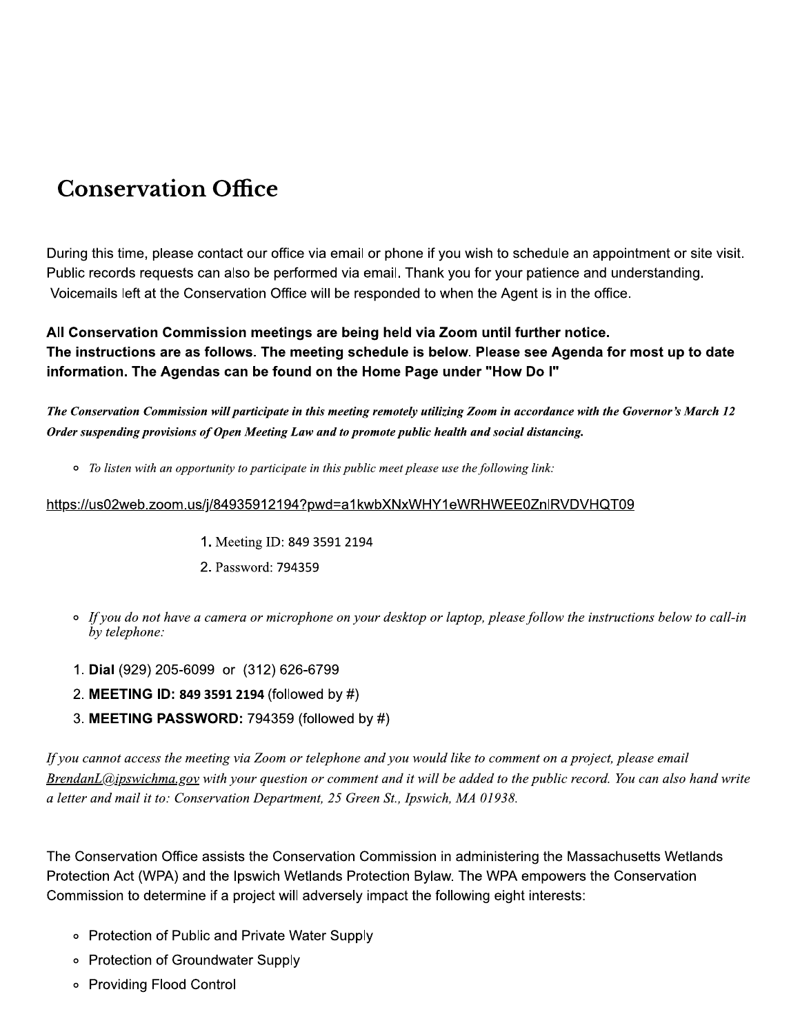## Conservation Office

During this time, please contact our office via email or phone if you wish to schedule an appointment or site visit. Public records requests can also be performed via email. Thank you for your patience and understanding. Voicemails left at the Conservation Office will be responded to when the Agent is in the office.

**All Conservation Commission meetings are being held via Zoom until further notice. The instructions are as follows. The meeting schedule is below. Please see Agenda for most up to date information. The Agendas can be found on the Home Page under "How Do I"**

***The Conservation Commission will participate in this meeting remotely utilizing Zoom in accordance with the Governor's March 12 Order suspending provisions of Open Meeting Law and to promote public health and social distancing.***

- *To listen with an opportunity to participate in this public meet please use the following link:*

https://us02web.zoom.us/j/84935912194?pwd=a1kwbXNxWHY1eWRHWEE0ZnlRVDVHQT09

1. Meeting ID: 849 3591 2194
2. Password: 794359

- *If you do not have a camera or microphone on your desktop or laptop, please follow the instructions below to call-in by telephone:*

1. **Dial** (929) 205-6099 or (312) 626-6799
2. **MEETING ID: 849 3591 2194** (followed by #)
3. **MEETING PASSWORD:** 794359 (followed by #)

*If you cannot access the meeting via Zoom or telephone and you would like to comment on a project, please email BrendanL@ipswichma.gov with your question or comment and it will be added to the public record. You can also hand write a letter and mail it to: Conservation Department, 25 Green St., Ipswich, MA 01938.*

The Conservation Office assists the Conservation Commission in administering the Massachusetts Wetlands Protection Act (WPA) and the Ipswich Wetlands Protection Bylaw. The WPA empowers the Conservation Commission to determine if a project will adversely impact the following eight interests:

- Protection of Public and Private Water Supply
- Protection of Groundwater Supply
- Providing Flood Control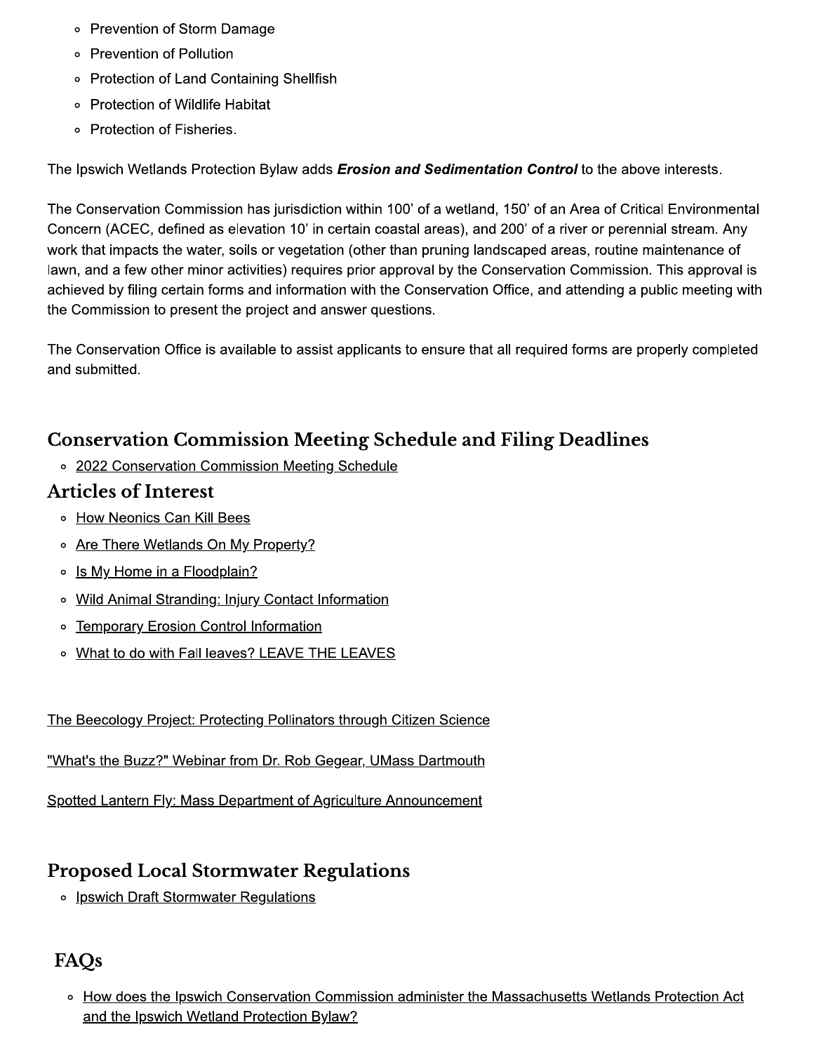- Prevention of Storm Damage
- Prevention of Pollution
- Protection of Land Containing Shellfish
- Protection of Wildlife Habitat
- Protection of Fisheries.

The Ipswich Wetlands Protection Bylaw adds ***Erosion and Sedimentation Control*** to the above interests.

The Conservation Commission has jurisdiction within 100' of a wetland, 150' of an Area of Critical Environmental Concern (ACEC, defined as elevation 10' in certain coastal areas), and 200' of a river or perennial stream. Any work that impacts the water, soils or vegetation (other than pruning landscaped areas, routine maintenance of lawn, and a few other minor activities) requires prior approval by the Conservation Commission. This approval is achieved by filing certain forms and information with the Conservation Office, and attending a public meeting with the Commission to present the project and answer questions.

The Conservation Office is available to assist applicants to ensure that all required forms are properly completed and submitted.

## Conservation Commission Meeting Schedule and Filing Deadlines

- 2022 Conservation Commission Meeting Schedule

## Articles of Interest

- How Neonics Can Kill Bees
- Are There Wetlands On My Property?
- Is My Home in a Floodplain?
- Wild Animal Stranding: Injury Contact Information
- Temporary Erosion Control Information
- What to do with Fall leaves? LEAVE THE LEAVES

The Beecology Project: Protecting Pollinators through Citizen Science

"What's the Buzz?" Webinar from Dr. Rob Gegear, UMass Dartmouth

Spotted Lantern Fly: Mass Department of Agriculture Announcement

## Proposed Local Stormwater Regulations

- Ipswich Draft Stormwater Regulations

## FAQs

- How does the Ipswich Conservation Commission administer the Massachusetts Wetlands Protection Act and the Ipswich Wetland Protection Bylaw?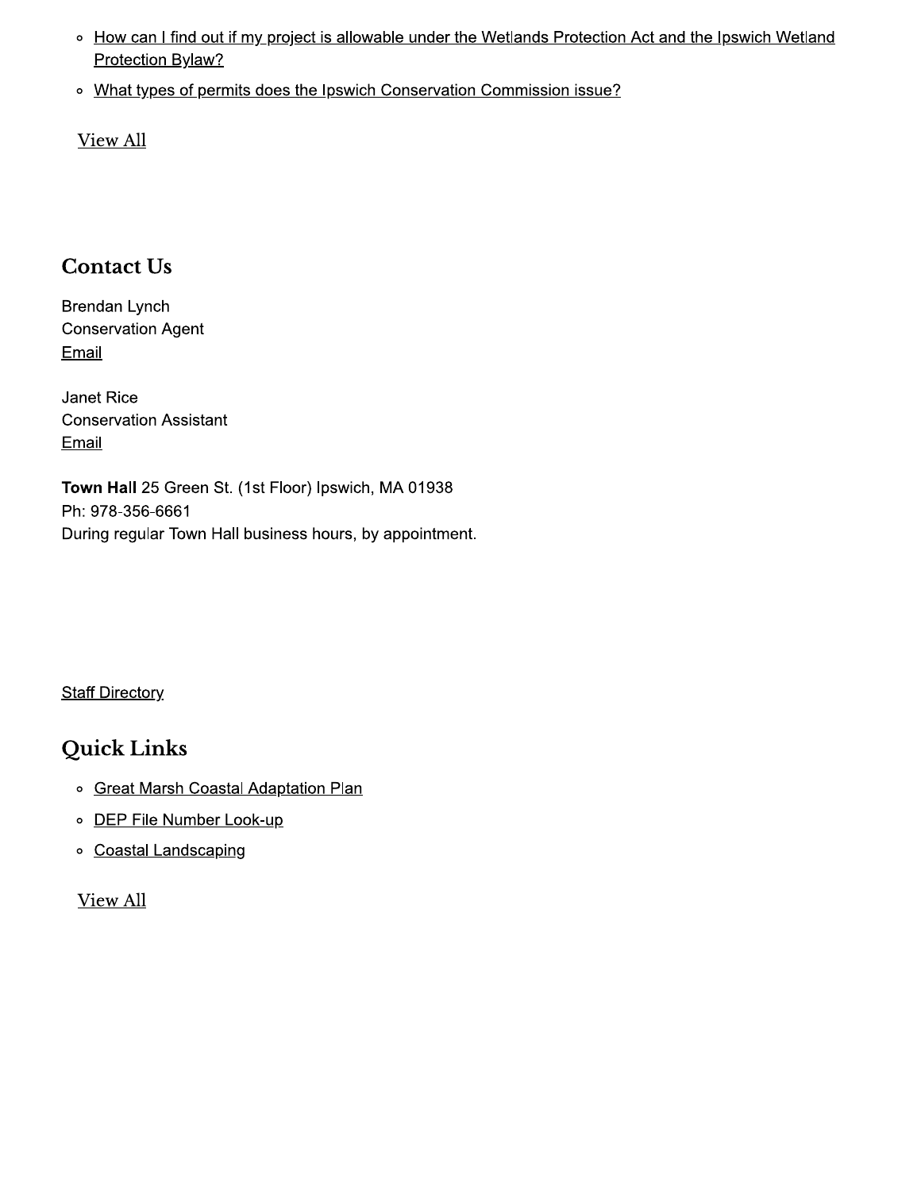- How can I find out if my project is allowable under the Wetlands Protection Act and the Ipswich Wetland Protection Bylaw?
- What types of permits does the Ipswich Conservation Commission issue?

View All

## Contact Us

Brendan Lynch
Conservation Agent
Email

Janet Rice
Conservation Assistant
Email

**Town Hall** 25 Green St. (1st Floor) Ipswich, MA 01938
Ph: 978-356-6661
During regular Town Hall business hours, by appointment.

Staff Directory

## Quick Links

- Great Marsh Coastal Adaptation Plan
- DEP File Number Look-up
- Coastal Landscaping

View All